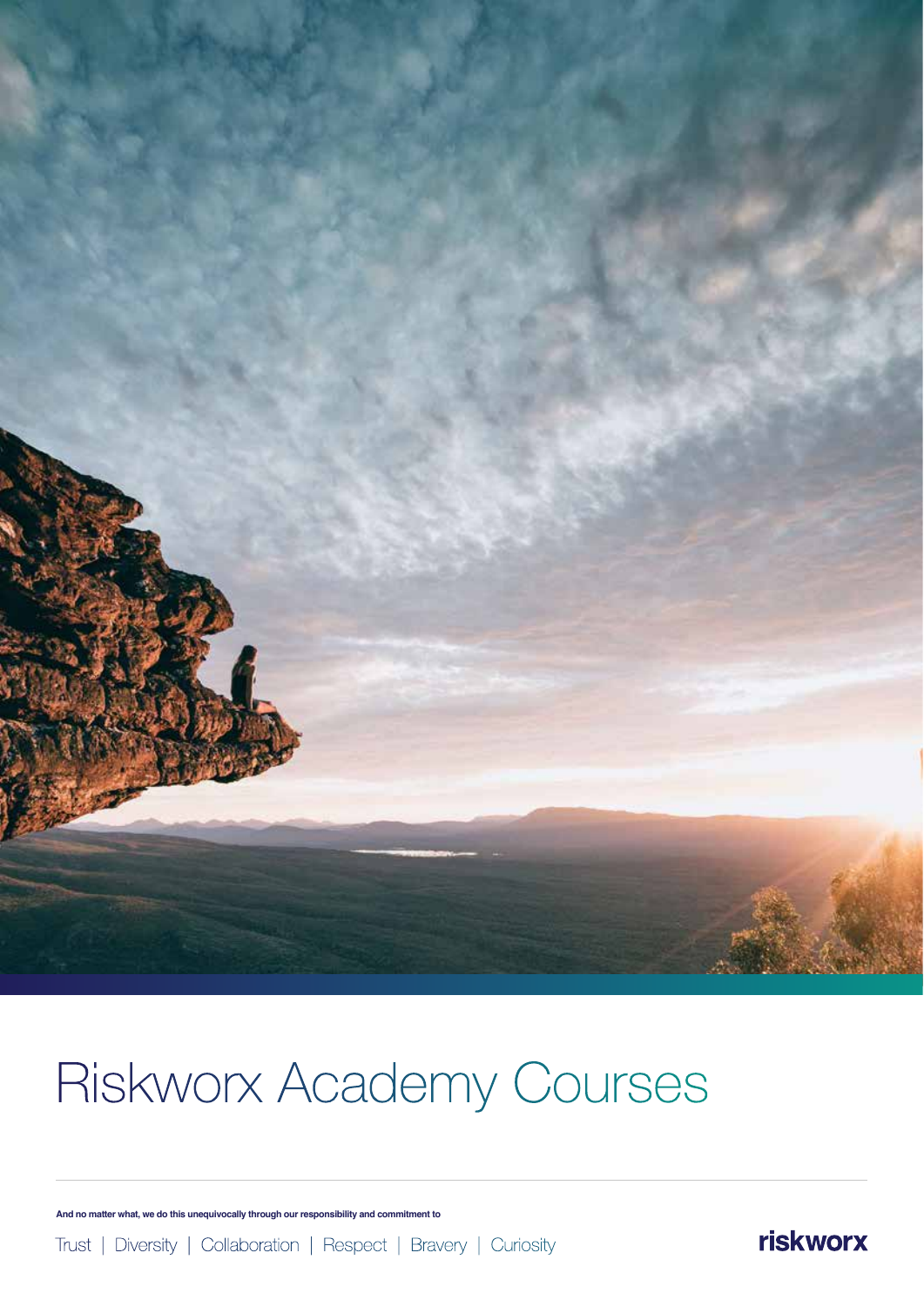# Riskworx Academy Courses

**And no matter what, we do this unequivocally through our responsibility and commitment to**

Trust | Diversity | Collaboration | Respect | Bravery | Curiosity

riskworx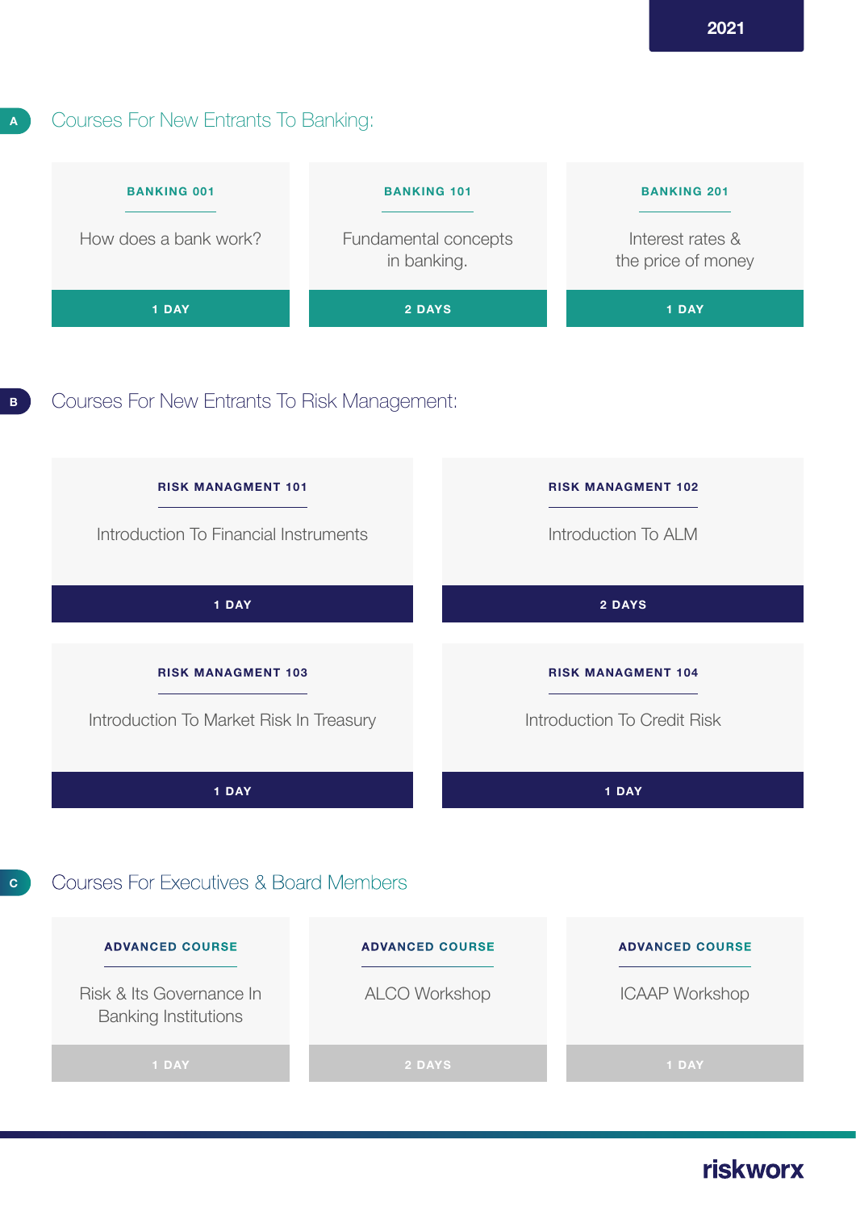2021

## A Courses For New Entrants To Banking:

**BANKING 001**

How does a bank work?

1 DAY

**BANKING 101**

Fundamental concepts in banking.

2 DAYS

**BANKING 201**

Interest rates & the price of money

1 DAY

## B Courses For New Entrants To Risk Management:

**RISK MANAGMENT 101**

Introduction To Financial Instruments

1 DAY

**RISK MANAGMENT 102**

Introduction To ALM

2 DAYS

**RISK MANAGMENT 103**

Introduction To Market Risk In Treasury

1 DAY

**RISK MANAGMENT 104**

Introduction To Credit Risk

1 DAY

## C Courses For Executives & Board Members

**ADVANCED COURSE**

Risk & Its Governance In Banking Institutions

1 DAY

**ADVANCED COURSE**

ALCO Workshop

2 DAYS

**ADVANCED COURSE**

ICAAP Workshop

1 DAY

riskworx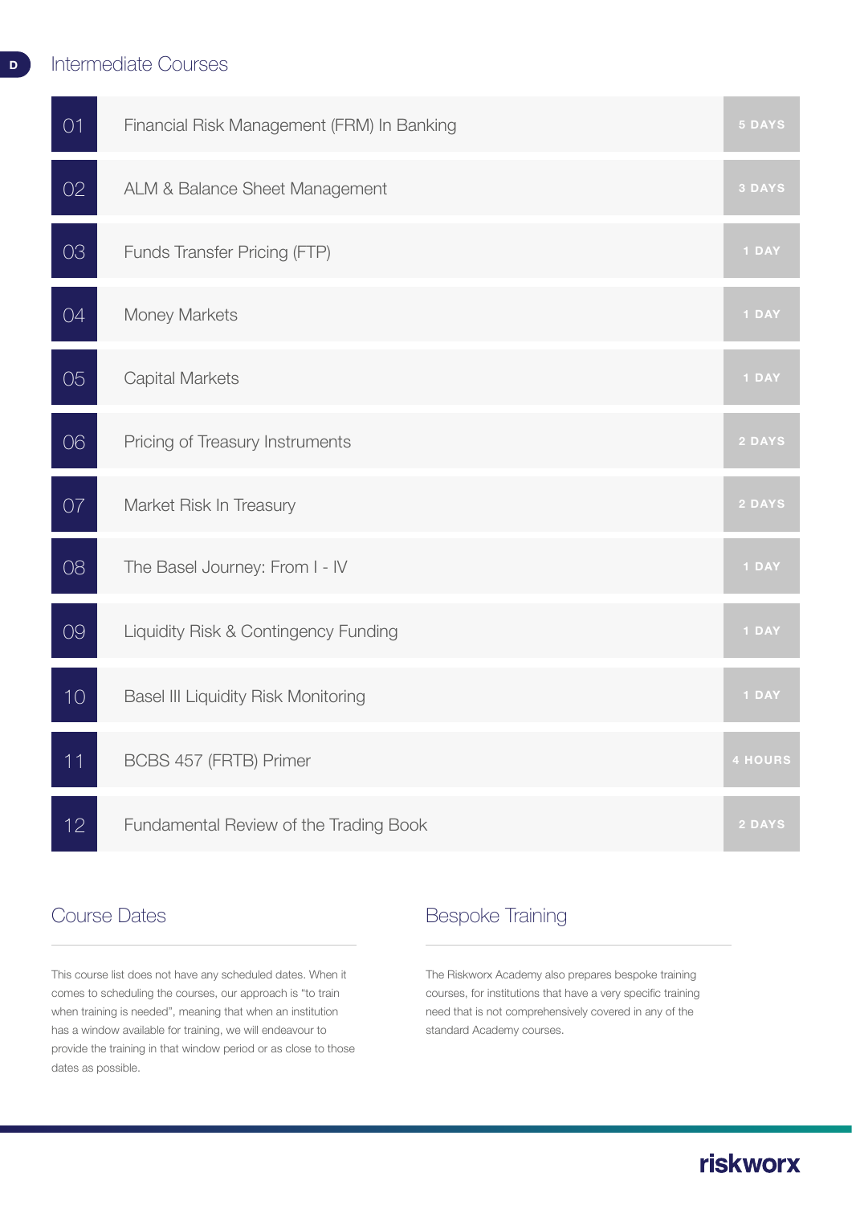## Intermediate Courses

| | | |
|---|---|---|
| 01 | Financial Risk Management (FRM) In Banking | 5 DAYS |
| 02 | ALM & Balance Sheet Management | 3 DAYS |
| 03 | Funds Transfer Pricing (FTP) | 1 DAY |
| 04 | Money Markets | 1 DAY |
| 05 | Capital Markets | 1 DAY |
| 06 | Pricing of Treasury Instruments | 2 DAYS |
| 07 | Market Risk In Treasury | 2 DAYS |
| 08 | The Basel Journey: From I - IV | 1 DAY |
| 09 | Liquidity Risk & Contingency Funding | 1 DAY |
| 10 | Basel III Liquidity Risk Monitoring | 1 DAY |
| 11 | BCBS 457 (FRTB) Primer | 4 HOURS |
| 12 | Fundamental Review of the Trading Book | 2 DAYS |

## Course Dates

This course list does not have any scheduled dates. When it comes to scheduling the courses, our approach is "to train when training is needed", meaning that when an institution has a window available for training, we will endeavour to provide the training in that window period or as close to those dates as possible.

## Bespoke Training

The Riskworx Academy also prepares bespoke training courses, for institutions that have a very specific training need that is not comprehensively covered in any of the standard Academy courses.

riskworx